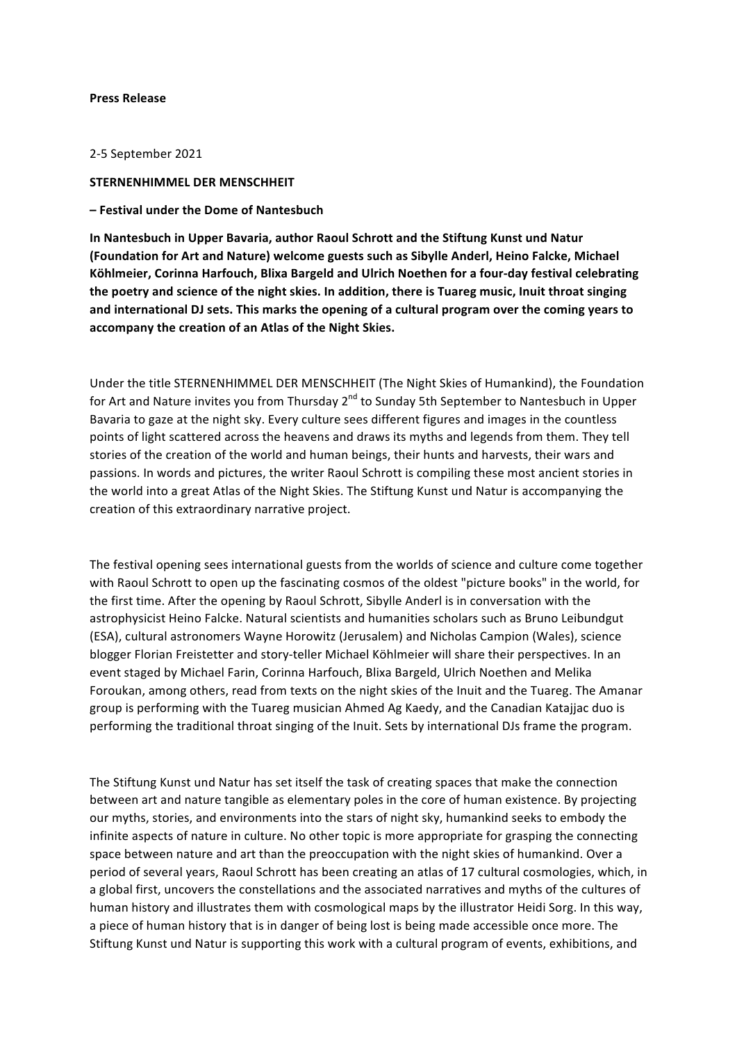**Press Release**

2-5 September 2021

**STERNENHIMMEL DER MENSCHHEIT**

**– Festival under the Dome of Nantesbuch**

**In Nantesbuch in Upper Bavaria, author Raoul Schrott and the Stiftung Kunst und Natur (Foundation for Art and Nature) welcome guests such as Sibylle Anderl, Heino Falcke, Michael Köhlmeier, Corinna Harfouch, Blixa Bargeld and Ulrich Noethen for a four-day festival celebrating the poetry and science of the night skies. In addition, there is Tuareg music, Inuit throat singing and international DJ sets. This marks the opening of a cultural program over the coming years to accompany the creation of an Atlas of the Night Skies.**

Under the title STERNENHIMMEL DER MENSCHHEIT (The Night Skies of Humankind), the Foundation for Art and Nature invites you from Thursday 2nd to Sunday 5th September to Nantesbuch in Upper Bavaria to gaze at the night sky. Every culture sees different figures and images in the countless points of light scattered across the heavens and draws its myths and legends from them. They tell stories of the creation of the world and human beings, their hunts and harvests, their wars and passions. In words and pictures, the writer Raoul Schrott is compiling these most ancient stories in the world into a great Atlas of the Night Skies. The Stiftung Kunst und Natur is accompanying the creation of this extraordinary narrative project.

The festival opening sees international guests from the worlds of science and culture come together with Raoul Schrott to open up the fascinating cosmos of the oldest "picture books" in the world, for the first time. After the opening by Raoul Schrott, Sibylle Anderl is in conversation with the astrophysicist Heino Falcke. Natural scientists and humanities scholars such as Bruno Leibundgut (ESA), cultural astronomers Wayne Horowitz (Jerusalem) and Nicholas Campion (Wales), science blogger Florian Freistetter and story-teller Michael Köhlmeier will share their perspectives. In an event staged by Michael Farin, Corinna Harfouch, Blixa Bargeld, Ulrich Noethen and Melika Foroukan, among others, read from texts on the night skies of the Inuit and the Tuareg. The Amanar group is performing with the Tuareg musician Ahmed Ag Kaedy, and the Canadian Katajjac duo is performing the traditional throat singing of the Inuit. Sets by international DJs frame the program.

The Stiftung Kunst und Natur has set itself the task of creating spaces that make the connection between art and nature tangible as elementary poles in the core of human existence. By projecting our myths, stories, and environments into the stars of night sky, humankind seeks to embody the infinite aspects of nature in culture. No other topic is more appropriate for grasping the connecting space between nature and art than the preoccupation with the night skies of humankind. Over a period of several years, Raoul Schrott has been creating an atlas of 17 cultural cosmologies, which, in a global first, uncovers the constellations and the associated narratives and myths of the cultures of human history and illustrates them with cosmological maps by the illustrator Heidi Sorg. In this way, a piece of human history that is in danger of being lost is being made accessible once more. The Stiftung Kunst und Natur is supporting this work with a cultural program of events, exhibitions, and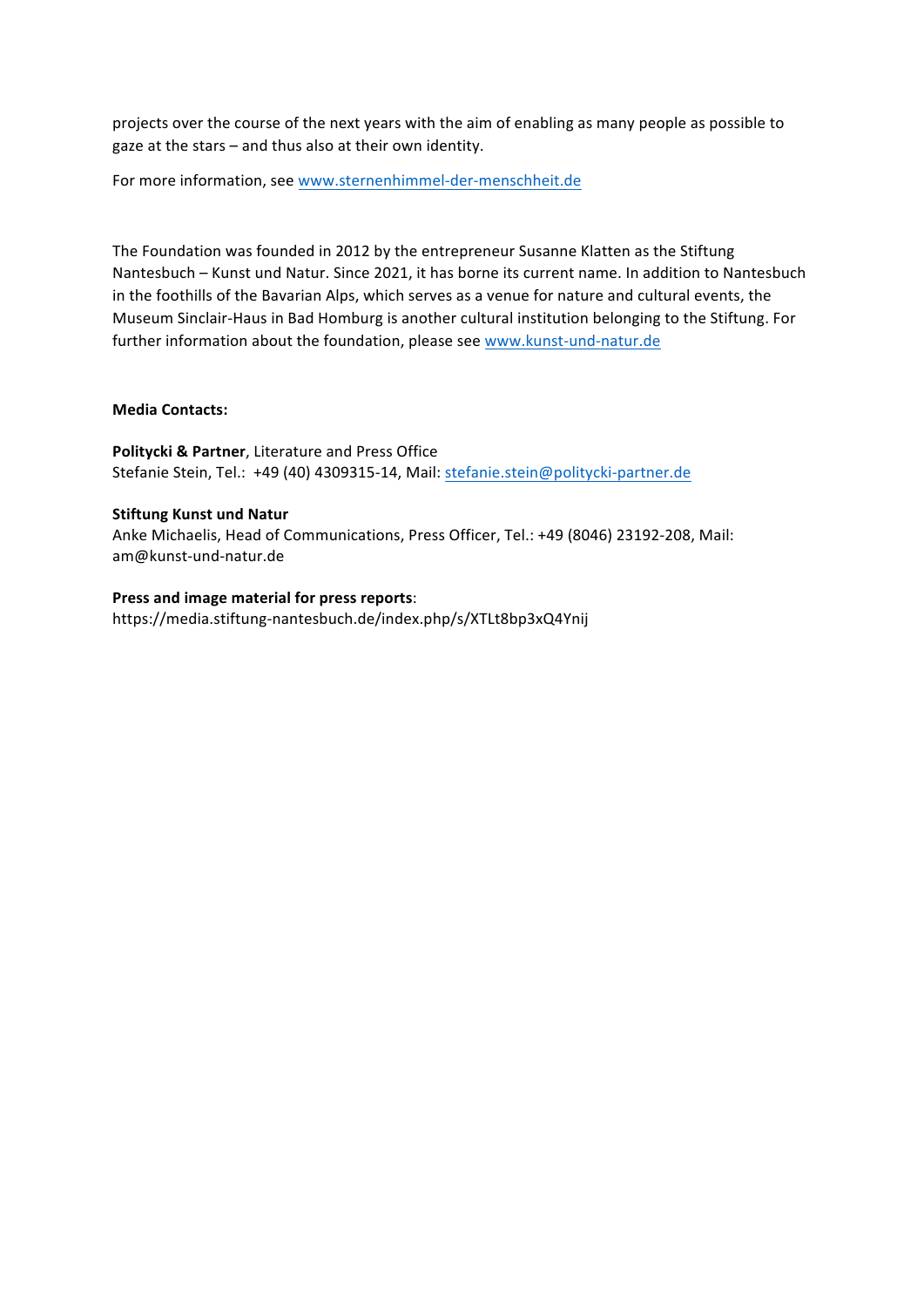projects over the course of the next years with the aim of enabling as many people as possible to gaze at the stars – and thus also at their own identity.

For more information, see www.sternenhimmel-der-menschheit.de

The Foundation was founded in 2012 by the entrepreneur Susanne Klatten as the Stiftung Nantesbuch – Kunst und Natur. Since 2021, it has borne its current name. In addition to Nantesbuch in the foothills of the Bavarian Alps, which serves as a venue for nature and cultural events, the Museum Sinclair-Haus in Bad Homburg is another cultural institution belonging to the Stiftung. For further information about the foundation, please see www.kunst-und-natur.de

**Media Contacts:**

**Politycki & Partner**, Literature and Press Office
Stefanie Stein, Tel.: +49 (40) 4309315-14, Mail: stefanie.stein@politycki-partner.de

**Stiftung Kunst und Natur**
Anke Michaelis, Head of Communications, Press Officer, Tel.: +49 (8046) 23192-208, Mail: am@kunst-und-natur.de

**Press and image material for press reports**:
https://media.stiftung-nantesbuch.de/index.php/s/XTLt8bp3xQ4Ynij